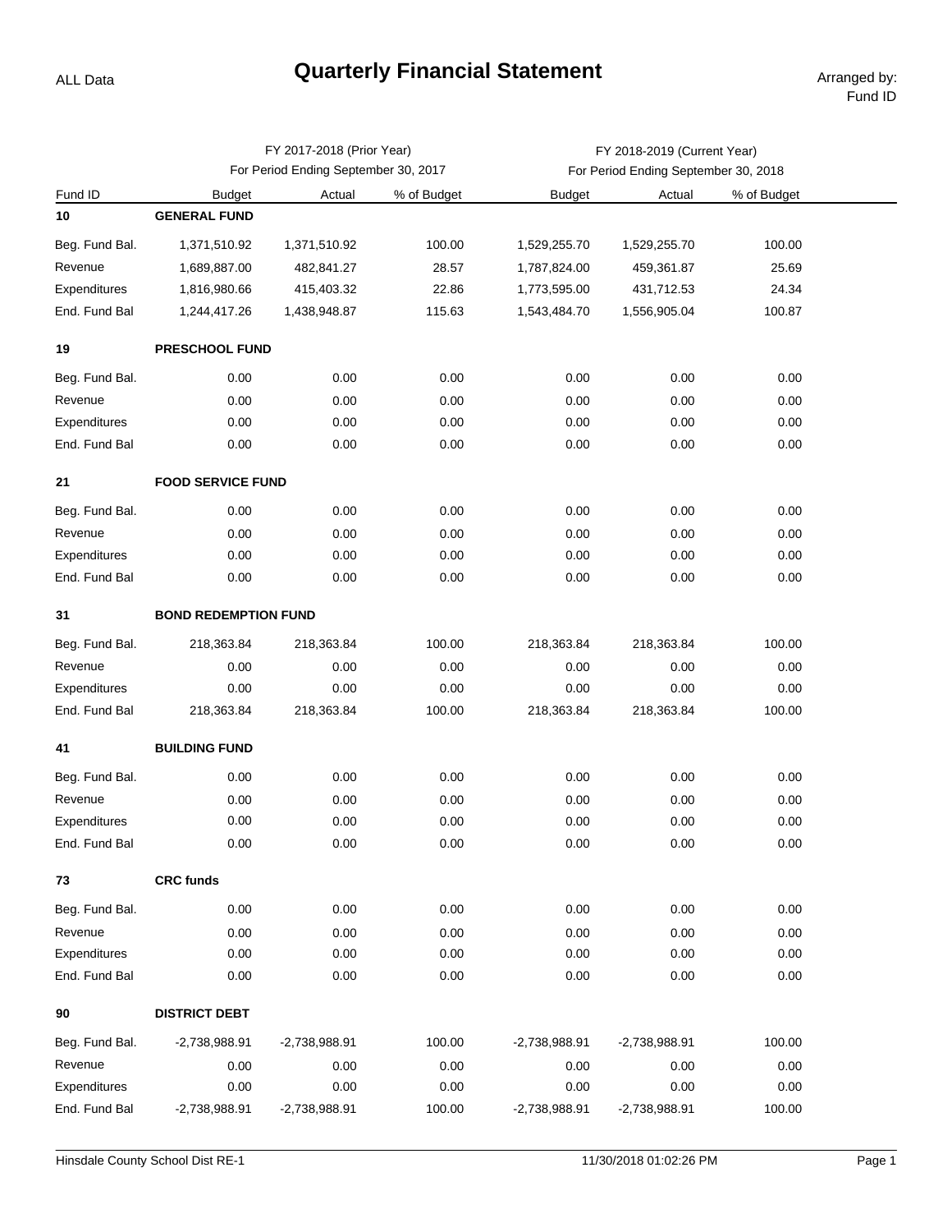ALL Data

# Quarterly Financial Statement

Arranged by: Fund ID

| | FY 2017-2018 (Prior Year) For Period Ending September 30, 2017 | | | FY 2018-2019 (Current Year) For Period Ending September 30, 2018 | | |
|---|---|---|---|---|---|---|
| Fund ID | Budget | Actual | % of Budget | Budget | Actual | % of Budget |
| **10** | **GENERAL FUND** | | | | | |
| Beg. Fund Bal. | 1,371,510.92 | 1,371,510.92 | 100.00 | 1,529,255.70 | 1,529,255.70 | 100.00 |
| Revenue | 1,689,887.00 | 482,841.27 | 28.57 | 1,787,824.00 | 459,361.87 | 25.69 |
| Expenditures | 1,816,980.66 | 415,403.32 | 22.86 | 1,773,595.00 | 431,712.53 | 24.34 |
| End. Fund Bal | 1,244,417.26 | 1,438,948.87 | 115.63 | 1,543,484.70 | 1,556,905.04 | 100.87 |
| **19** | **PRESCHOOL FUND** | | | | | |
| Beg. Fund Bal. | 0.00 | 0.00 | 0.00 | 0.00 | 0.00 | 0.00 |
| Revenue | 0.00 | 0.00 | 0.00 | 0.00 | 0.00 | 0.00 |
| Expenditures | 0.00 | 0.00 | 0.00 | 0.00 | 0.00 | 0.00 |
| End. Fund Bal | 0.00 | 0.00 | 0.00 | 0.00 | 0.00 | 0.00 |
| **21** | **FOOD SERVICE FUND** | | | | | |
| Beg. Fund Bal. | 0.00 | 0.00 | 0.00 | 0.00 | 0.00 | 0.00 |
| Revenue | 0.00 | 0.00 | 0.00 | 0.00 | 0.00 | 0.00 |
| Expenditures | 0.00 | 0.00 | 0.00 | 0.00 | 0.00 | 0.00 |
| End. Fund Bal | 0.00 | 0.00 | 0.00 | 0.00 | 0.00 | 0.00 |
| **31** | **BOND REDEMPTION FUND** | | | | | |
| Beg. Fund Bal. | 218,363.84 | 218,363.84 | 100.00 | 218,363.84 | 218,363.84 | 100.00 |
| Revenue | 0.00 | 0.00 | 0.00 | 0.00 | 0.00 | 0.00 |
| Expenditures | 0.00 | 0.00 | 0.00 | 0.00 | 0.00 | 0.00 |
| End. Fund Bal | 218,363.84 | 218,363.84 | 100.00 | 218,363.84 | 218,363.84 | 100.00 |
| **41** | **BUILDING FUND** | | | | | |
| Beg. Fund Bal. | 0.00 | 0.00 | 0.00 | 0.00 | 0.00 | 0.00 |
| Revenue | 0.00 | 0.00 | 0.00 | 0.00 | 0.00 | 0.00 |
| Expenditures | 0.00 | 0.00 | 0.00 | 0.00 | 0.00 | 0.00 |
| End. Fund Bal | 0.00 | 0.00 | 0.00 | 0.00 | 0.00 | 0.00 |
| **73** | **CRC funds** | | | | | |
| Beg. Fund Bal. | 0.00 | 0.00 | 0.00 | 0.00 | 0.00 | 0.00 |
| Revenue | 0.00 | 0.00 | 0.00 | 0.00 | 0.00 | 0.00 |
| Expenditures | 0.00 | 0.00 | 0.00 | 0.00 | 0.00 | 0.00 |
| End. Fund Bal | 0.00 | 0.00 | 0.00 | 0.00 | 0.00 | 0.00 |
| **90** | **DISTRICT DEBT** | | | | | |
| Beg. Fund Bal. | -2,738,988.91 | -2,738,988.91 | 100.00 | -2,738,988.91 | -2,738,988.91 | 100.00 |
| Revenue | 0.00 | 0.00 | 0.00 | 0.00 | 0.00 | 0.00 |
| Expenditures | 0.00 | 0.00 | 0.00 | 0.00 | 0.00 | 0.00 |
| End. Fund Bal | -2,738,988.91 | -2,738,988.91 | 100.00 | -2,738,988.91 | -2,738,988.91 | 100.00 |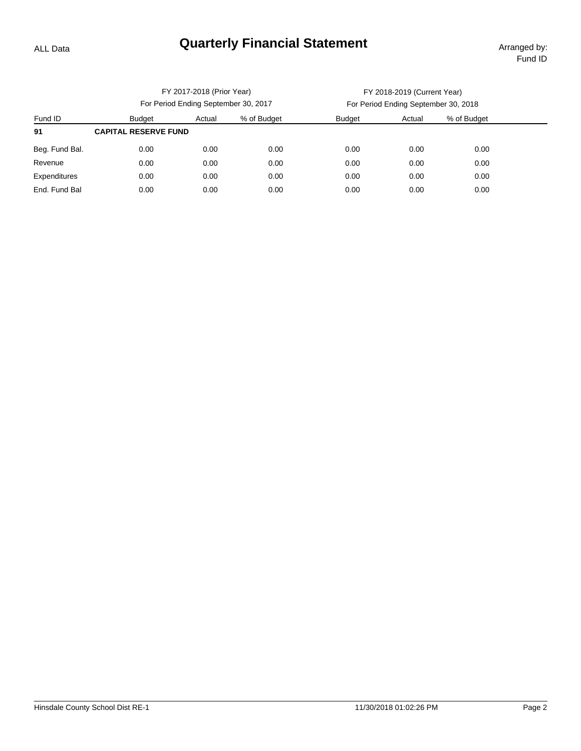ALL Data

# Quarterly Financial Statement

Arranged by: Fund ID

| | FY 2017-2018 (Prior Year) For Period Ending September 30, 2017 | | | FY 2018-2019 (Current Year) For Period Ending September 30, 2018 | | |
|---|---|---|---|---|---|---|
| Fund ID | Budget | Actual | % of Budget | Budget | Actual | % of Budget |
| **91** | **CAPITAL RESERVE FUND** | | | | | |
| Beg. Fund Bal. | 0.00 | 0.00 | 0.00 | 0.00 | 0.00 | 0.00 |
| Revenue | 0.00 | 0.00 | 0.00 | 0.00 | 0.00 | 0.00 |
| Expenditures | 0.00 | 0.00 | 0.00 | 0.00 | 0.00 | 0.00 |
| End. Fund Bal | 0.00 | 0.00 | 0.00 | 0.00 | 0.00 | 0.00 |

Hinsdale County School Dist RE-1 11/30/2018 01:02:26 PM